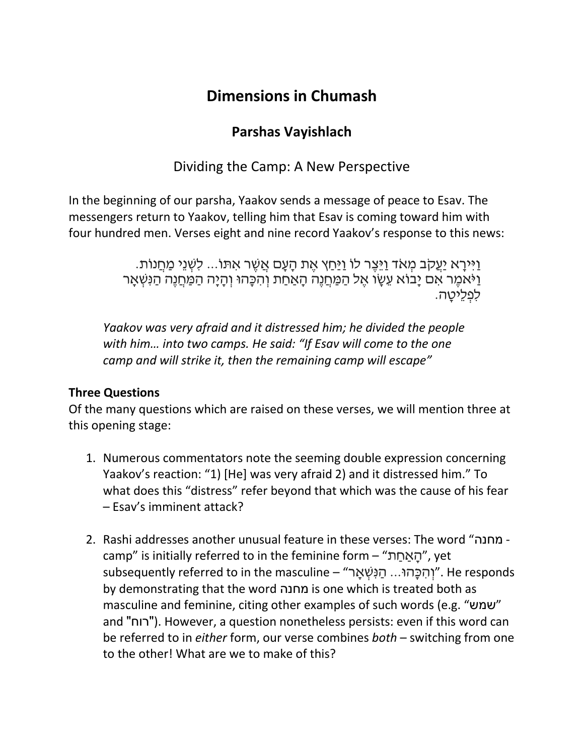# Dimensions in Chumash

## Parshas Vayishlach

### Dividing the Camp: A New Perspective

In the beginning of our parsha, Yaakov sends a message of peace to Esav. The messengers return to Yaakov, telling him that Esav is coming toward him with four hundred men. Verses eight and nine record Yaakov's response to this news:

> וַיִּירָא יַעֲקֹב מְאֹד וַיֵּצֶר לוֹ וַיַּחַץ אֶת הָעָם אֲשֶׁר אִתּוֹ... לִשְׁנֵי מַחֲנוֹת.
> וַיֹּאמֶר אִם יָבוֹא עֵשָׂו אֶל הַמַּחֲנֶה הָאַחַת וְהִכָּהוּ וְהָיָה הַמַּחֲנֶה הַנִּשְׁאָר לִפְלֵיטָה.

*Yaakov was very afraid and it distressed him; he divided the people with him… into two camps. He said: "If Esav will come to the one camp and will strike it, then the remaining camp will escape"*

**Three Questions**

Of the many questions which are raised on these verses, we will mention three at this opening stage:

1. Numerous commentators note the seeming double expression concerning Yaakov's reaction: "1) [He] was very afraid 2) and it distressed him." To what does this "distress" refer beyond that which was the cause of his fear – Esav's imminent attack?

2. Rashi addresses another unusual feature in these verses: The word "מחנה - camp" is initially referred to in the feminine form – "הָאַחַת", yet subsequently referred to in the masculine – "וְהִכָּהוּ... הַנִּשְׁאָר". He responds by demonstrating that the word מחנה is one which is treated both as masculine and feminine, citing other examples of such words (e.g. "שמש" and "רוח"). However, a question nonetheless persists: even if this word can be referred to in *either* form, our verse combines *both* – switching from one to the other! What are we to make of this?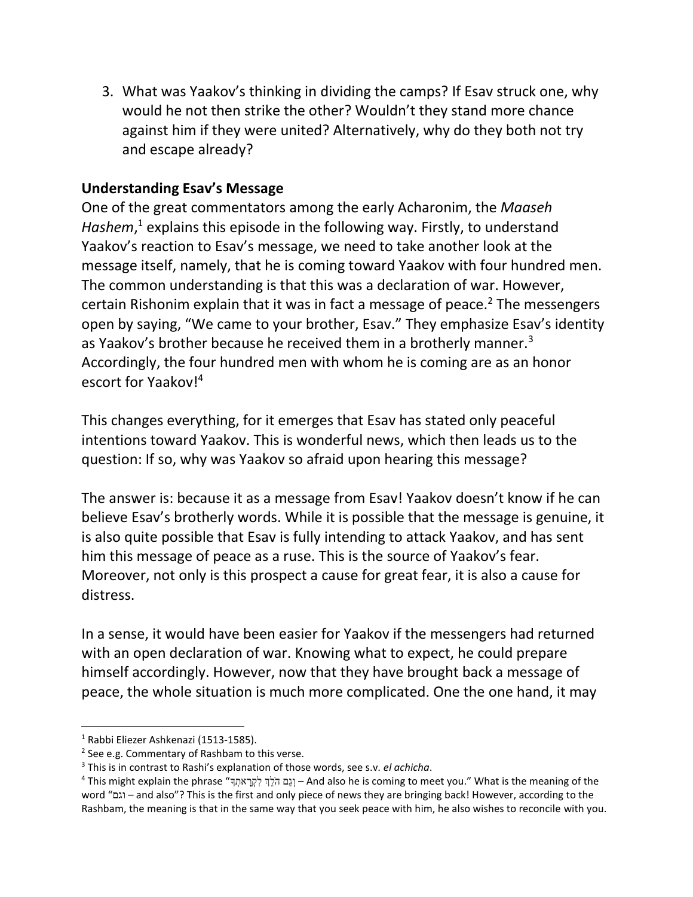3. What was Yaakov's thinking in dividing the camps? If Esav struck one, why would he not then strike the other? Wouldn't they stand more chance against him if they were united? Alternatively, why do they both not try and escape already?

**Understanding Esav's Message**

One of the great commentators among the early Acharonim, the *Maaseh Hashem*,[1] explains this episode in the following way. Firstly, to understand Yaakov's reaction to Esav's message, we need to take another look at the message itself, namely, that he is coming toward Yaakov with four hundred men. The common understanding is that this was a declaration of war. However, certain Rishonim explain that it was in fact a message of peace.[2] The messengers open by saying, "We came to your brother, Esav." They emphasize Esav's identity as Yaakov's brother because he received them in a brotherly manner.[3] Accordingly, the four hundred men with whom he is coming are as an honor escort for Yaakov![4]

This changes everything, for it emerges that Esav has stated only peaceful intentions toward Yaakov. This is wonderful news, which then leads us to the question: If so, why was Yaakov so afraid upon hearing this message?

The answer is: because it as a message from Esav! Yaakov doesn't know if he can believe Esav's brotherly words. While it is possible that the message is genuine, it is also quite possible that Esav is fully intending to attack Yaakov, and has sent him this message of peace as a ruse. This is the source of Yaakov's fear. Moreover, not only is this prospect a cause for great fear, it is also a cause for distress.

In a sense, it would have been easier for Yaakov if the messengers had returned with an open declaration of war. Knowing what to expect, he could prepare himself accordingly. However, now that they have brought back a message of peace, the whole situation is much more complicated. One the one hand, it may

---

[1] Rabbi Eliezer Ashkenazi (1513-1585).

[2] See e.g. Commentary of Rashbam to this verse.

[3] This is in contrast to Rashi's explanation of those words, see s.v. *el achicha*.

[4] This might explain the phrase "וְגַם הֹלֵךְ לִקְרָאתְךָ – And also he is coming to meet you." What is the meaning of the word "וגם – and also"? This is the first and only piece of news they are bringing back! However, according to the Rashbam, the meaning is that in the same way that you seek peace with him, he also wishes to reconcile with you.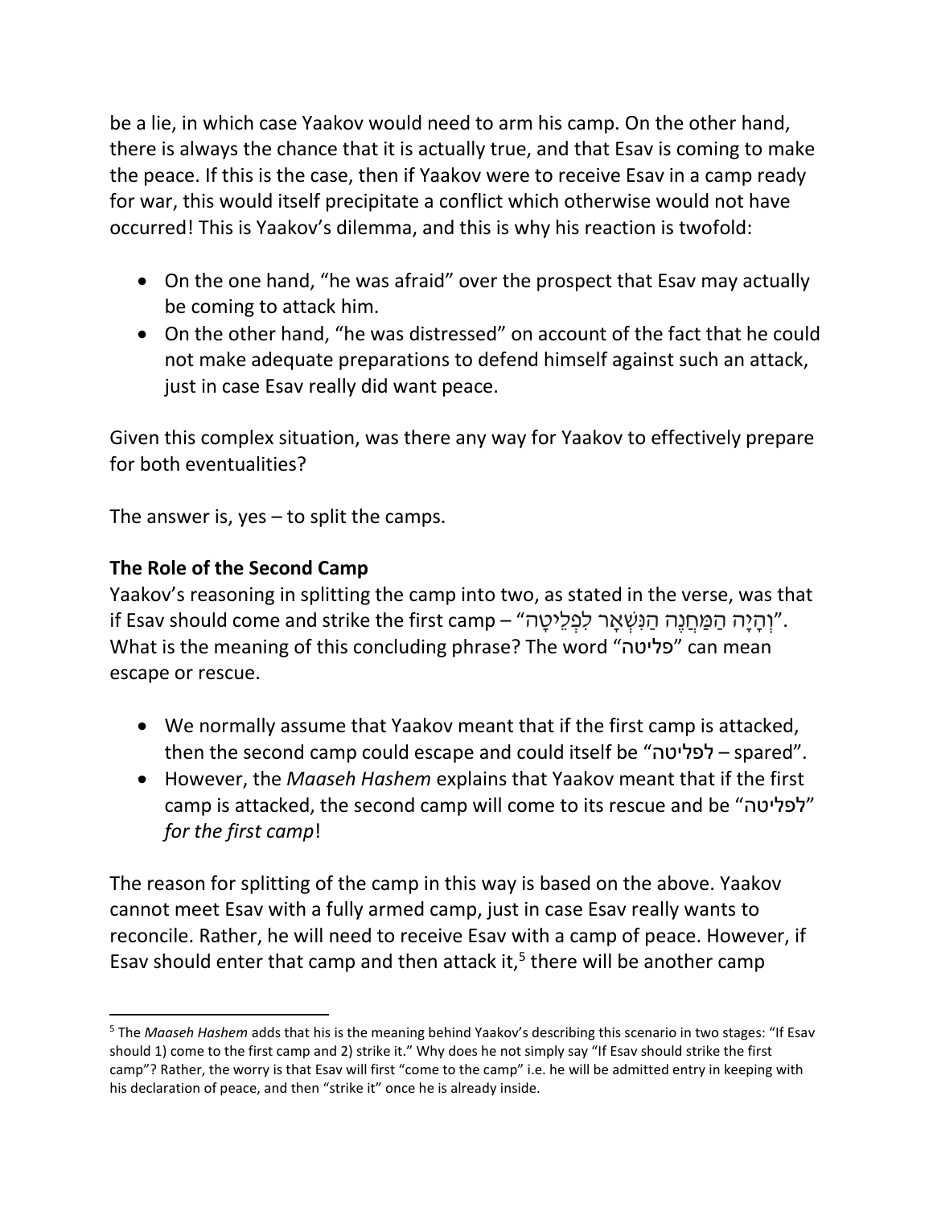be a lie, in which case Yaakov would need to arm his camp. On the other hand, there is always the chance that it is actually true, and that Esav is coming to make the peace. If this is the case, then if Yaakov were to receive Esav in a camp ready for war, this would itself precipitate a conflict which otherwise would not have occurred! This is Yaakov's dilemma, and this is why his reaction is twofold:

- On the one hand, "he was afraid" over the prospect that Esav may actually be coming to attack him.
- On the other hand, "he was distressed" on account of the fact that he could not make adequate preparations to defend himself against such an attack, just in case Esav really did want peace.

Given this complex situation, was there any way for Yaakov to effectively prepare for both eventualities?

The answer is, yes – to split the camps.

### The Role of the Second Camp

Yaakov's reasoning in splitting the camp into two, as stated in the verse, was that if Esav should come and strike the first camp – "וְהָיָה הַמַּחֲנֶה הַנִּשְׁאָר לִפְלֵיטָה". What is the meaning of this concluding phrase? The word "פליטה" can mean escape or rescue.

- We normally assume that Yaakov meant that if the first camp is attacked, then the second camp could escape and could itself be "לפליטה – spared".
- However, the *Maaseh Hashem* explains that Yaakov meant that if the first camp is attacked, the second camp will come to its rescue and be "לפליטה" *for the first camp*!

The reason for splitting of the camp in this way is based on the above. Yaakov cannot meet Esav with a fully armed camp, just in case Esav really wants to reconcile. Rather, he will need to receive Esav with a camp of peace. However, if Esav should enter that camp and then attack it,[5] there will be another camp

---

[5] The *Maaseh Hashem* adds that his is the meaning behind Yaakov's describing this scenario in two stages: "If Esav should 1) come to the first camp and 2) strike it." Why does he not simply say "If Esav should strike the first camp"? Rather, the worry is that Esav will first "come to the camp" i.e. he will be admitted entry in keeping with his declaration of peace, and then "strike it" once he is already inside.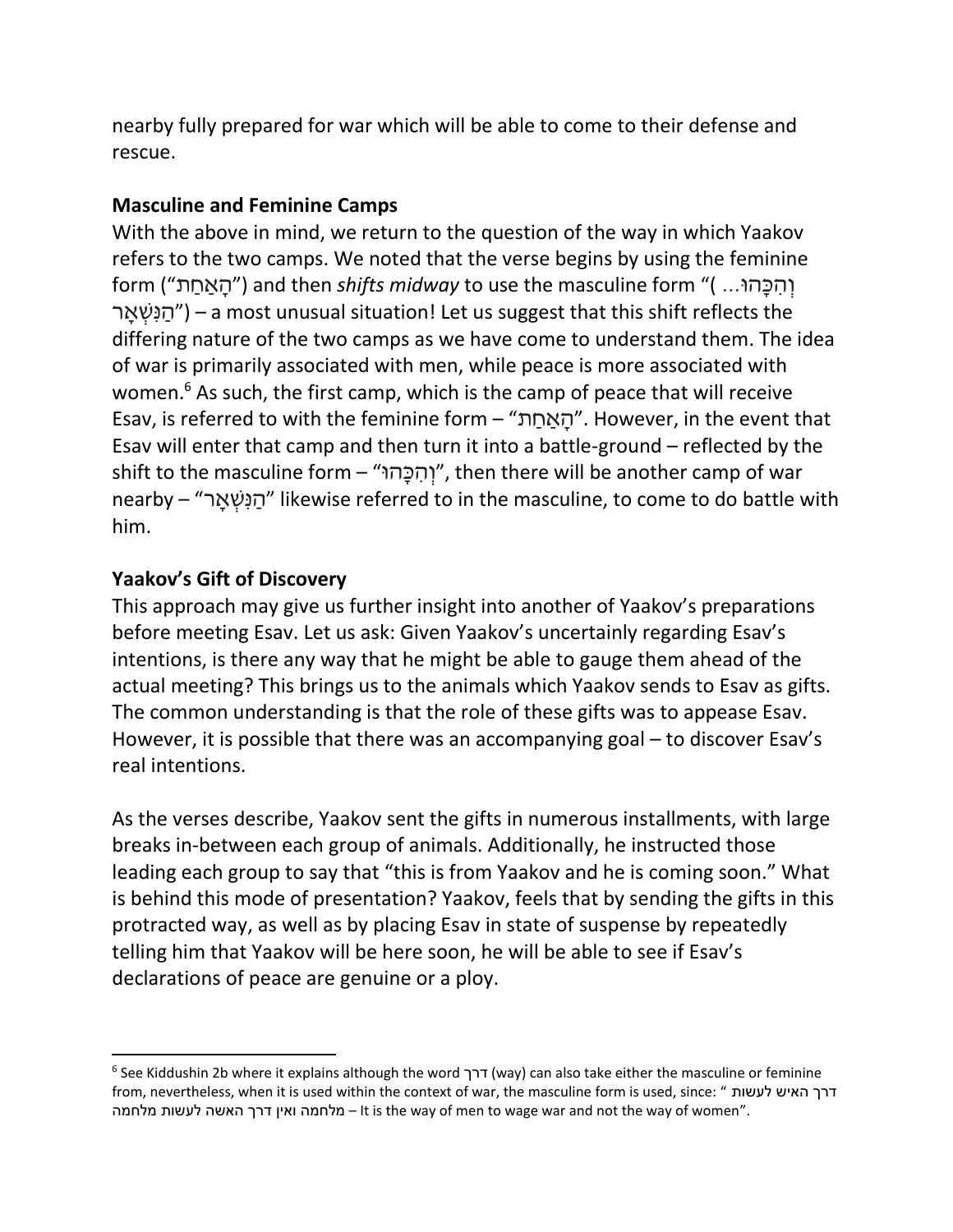nearby fully prepared for war which will be able to come to their defense and rescue.

**Masculine and Feminine Camps**

With the above in mind, we return to the question of the way in which Yaakov refers to the two camps. We noted that the verse begins by using the feminine form ("הָאַחַת") and then *shifts midway* to use the masculine form "( וְהִכָּהוּ... הַנִּשְׁאָר") – a most unusual situation! Let us suggest that this shift reflects the differing nature of the two camps as we have come to understand them. The idea of war is primarily associated with men, while peace is more associated with women.[6] As such, the first camp, which is the camp of peace that will receive Esav, is referred to with the feminine form – "הָאַחַת". However, in the event that Esav will enter that camp and then turn it into a battle-ground – reflected by the shift to the masculine form – "וְהִכָּהוּ", then there will be another camp of war nearby – "הַנִּשְׁאָר" likewise referred to in the masculine, to come to do battle with him.

**Yaakov's Gift of Discovery**

This approach may give us further insight into another of Yaakov's preparations before meeting Esav. Let us ask: Given Yaakov's uncertainly regarding Esav's intentions, is there any way that he might be able to gauge them ahead of the actual meeting? This brings us to the animals which Yaakov sends to Esav as gifts. The common understanding is that the role of these gifts was to appease Esav. However, it is possible that there was an accompanying goal – to discover Esav's real intentions.

As the verses describe, Yaakov sent the gifts in numerous installments, with large breaks in-between each group of animals. Additionally, he instructed those leading each group to say that "this is from Yaakov and he is coming soon." What is behind this mode of presentation? Yaakov, feels that by sending the gifts in this protracted way, as well as by placing Esav in state of suspense by repeatedly telling him that Yaakov will be here soon, he will be able to see if Esav's declarations of peace are genuine or a ploy.

---

[6] See Kiddushin 2b where it explains although the word דרך (way) can also take either the masculine or feminine from, nevertheless, when it is used within the context of war, the masculine form is used, since: " דרך האיש לעשות מלחמה ואין דרך האשה לעשות מלחמה – It is the way of men to wage war and not the way of women".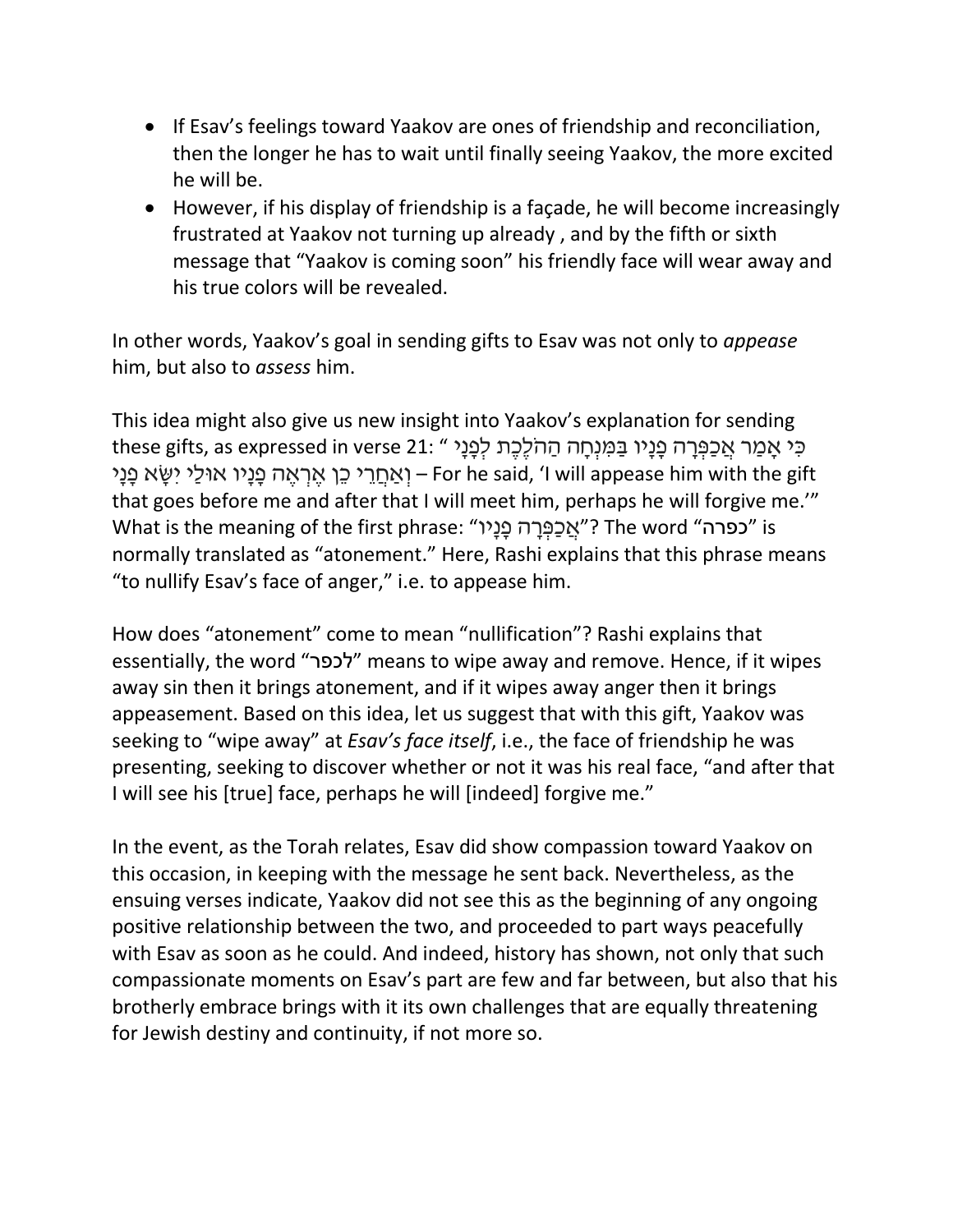- If Esav's feelings toward Yaakov are ones of friendship and reconciliation, then the longer he has to wait until finally seeing Yaakov, the more excited he will be.
- However, if his display of friendship is a façade, he will become increasingly frustrated at Yaakov not turning up already , and by the fifth or sixth message that "Yaakov is coming soon" his friendly face will wear away and his true colors will be revealed.

In other words, Yaakov's goal in sending gifts to Esav was not only to *appease* him, but also to *assess* him.

This idea might also give us new insight into Yaakov's explanation for sending these gifts, as expressed in verse 21: "כִּי אָמַר אֲכַפְּרָה פָנָיו בַּמִּנְחָה הַהֹלֶכֶת לְפָנָי וְאַחֲרֵי כֵן אֶרְאֶה פָנָיו אוּלַי יִשָּׂא פָנָי – For he said, 'I will appease him with the gift that goes before me and after that I will meet him, perhaps he will forgive me.'" What is the meaning of the first phrase: "אֲכַפְּרָה פָנָיו"? The word "כפרה" is normally translated as "atonement." Here, Rashi explains that this phrase means "to nullify Esav's face of anger," i.e. to appease him.

How does "atonement" come to mean "nullification"? Rashi explains that essentially, the word "לכפר" means to wipe away and remove. Hence, if it wipes away sin then it brings atonement, and if it wipes away anger then it brings appeasement. Based on this idea, let us suggest that with this gift, Yaakov was seeking to "wipe away" at *Esav's face itself*, i.e., the face of friendship he was presenting, seeking to discover whether or not it was his real face, "and after that I will see his [true] face, perhaps he will [indeed] forgive me."

In the event, as the Torah relates, Esav did show compassion toward Yaakov on this occasion, in keeping with the message he sent back. Nevertheless, as the ensuing verses indicate, Yaakov did not see this as the beginning of any ongoing positive relationship between the two, and proceeded to part ways peacefully with Esav as soon as he could. And indeed, history has shown, not only that such compassionate moments on Esav's part are few and far between, but also that his brotherly embrace brings with it its own challenges that are equally threatening for Jewish destiny and continuity, if not more so.